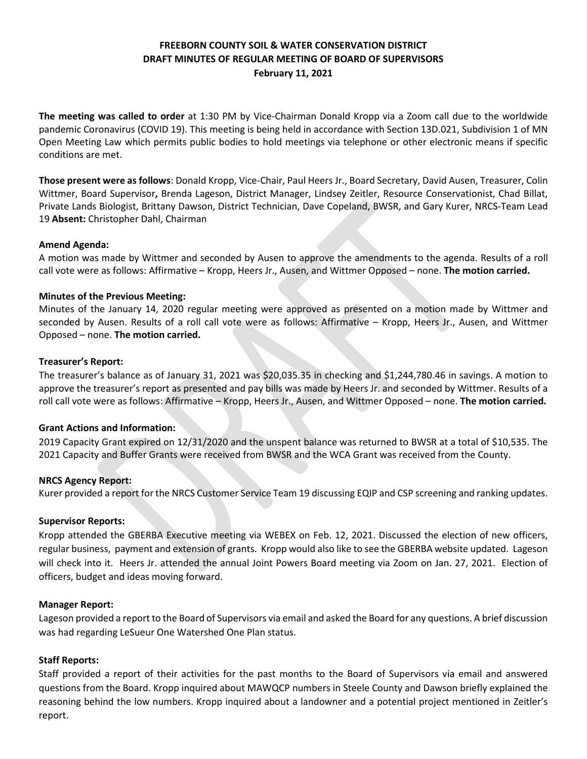**FREEBORN COUNTY SOIL & WATER CONSERVATION DISTRICT**
**DRAFT MINUTES OF REGULAR MEETING OF BOARD OF SUPERVISORS**
**February 11, 2021**

**The meeting was called to order** at 1:30 PM by Vice-Chairman Donald Kropp via a Zoom call due to the worldwide pandemic Coronavirus (COVID 19). This meeting is being held in accordance with Section 13D.021, Subdivision 1 of MN Open Meeting Law which permits public bodies to hold meetings via telephone or other electronic means if specific conditions are met.

**Those present were as follows**: Donald Kropp, Vice-Chair, Paul Heers Jr., Board Secretary, David Ausen, Treasurer, Colin Wittmer, Board Supervisor**,** Brenda Lageson, District Manager, Lindsey Zeitler, Resource Conservationist, Chad Billat, Private Lands Biologist, Brittany Dawson, District Technician, Dave Copeland, BWSR, and Gary Kurer, NRCS-Team Lead 19 **Absent:** Christopher Dahl, Chairman

**Amend Agenda:**
A motion was made by Wittmer and seconded by Ausen to approve the amendments to the agenda. Results of a roll call vote were as follows: Affirmative – Kropp, Heers Jr., Ausen, and Wittmer Opposed – none. **The motion carried.**

**Minutes of the Previous Meeting:**
Minutes of the January 14, 2020 regular meeting were approved as presented on a motion made by Wittmer and seconded by Ausen. Results of a roll call vote were as follows: Affirmative – Kropp, Heers Jr., Ausen, and Wittmer Opposed – none. **The motion carried.**

**Treasurer's Report:**
The treasurer's balance as of January 31, 2021 was $20,035.35 in checking and $1,244,780.46 in savings. A motion to approve the treasurer's report as presented and pay bills was made by Heers Jr. and seconded by Wittmer. Results of a roll call vote were as follows: Affirmative – Kropp, Heers Jr., Ausen, and Wittmer Opposed – none. **The motion carried.**

**Grant Actions and Information:**
2019 Capacity Grant expired on 12/31/2020 and the unspent balance was returned to BWSR at a total of $10,535. The 2021 Capacity and Buffer Grants were received from BWSR and the WCA Grant was received from the County.

**NRCS Agency Report:**
Kurer provided a report for the NRCS Customer Service Team 19 discussing EQIP and CSP screening and ranking updates.

**Supervisor Reports:**
Kropp attended the GBERBA Executive meeting via WEBEX on Feb. 12, 2021. Discussed the election of new officers, regular business, payment and extension of grants. Kropp would also like to see the GBERBA website updated. Lageson will check into it. Heers Jr. attended the annual Joint Powers Board meeting via Zoom on Jan. 27, 2021. Election of officers, budget and ideas moving forward.

**Manager Report:**
Lageson provided a report to the Board of Supervisors via email and asked the Board for any questions. A brief discussion was had regarding LeSueur One Watershed One Plan status.

**Staff Reports:**
Staff provided a report of their activities for the past months to the Board of Supervisors via email and answered questions from the Board. Kropp inquired about MAWQCP numbers in Steele County and Dawson briefly explained the reasoning behind the low numbers. Kropp inquired about a landowner and a potential project mentioned in Zeitler's report.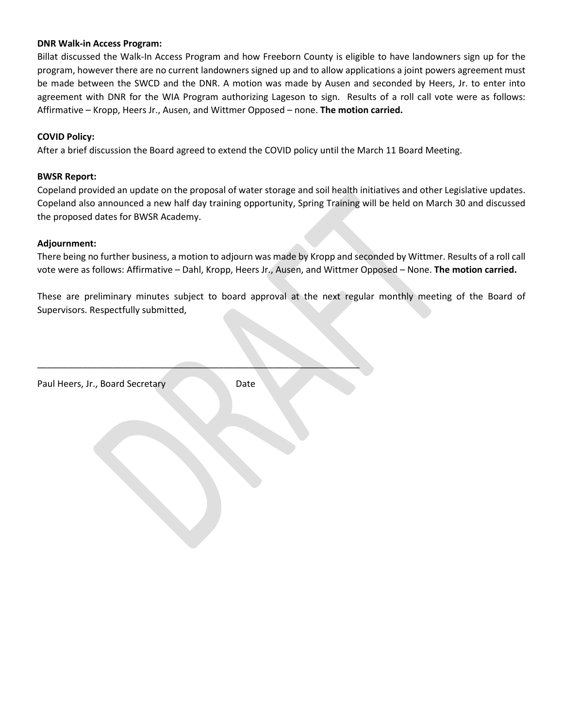**DNR Walk-in Access Program:**

Billat discussed the Walk-In Access Program and how Freeborn County is eligible to have landowners sign up for the program, however there are no current landowners signed up and to allow applications a joint powers agreement must be made between the SWCD and the DNR. A motion was made by Ausen and seconded by Heers, Jr. to enter into agreement with DNR for the WIA Program authorizing Lageson to sign. Results of a roll call vote were as follows: Affirmative – Kropp, Heers Jr., Ausen, and Wittmer Opposed – none. **The motion carried.**

**COVID Policy:**

After a brief discussion the Board agreed to extend the COVID policy until the March 11 Board Meeting.

**BWSR Report:**

Copeland provided an update on the proposal of water storage and soil health initiatives and other Legislative updates. Copeland also announced a new half day training opportunity, Spring Training will be held on March 30 and discussed the proposed dates for BWSR Academy.

**Adjournment:**

There being no further business, a motion to adjourn was made by Kropp and seconded by Wittmer. Results of a roll call vote were as follows: Affirmative – Dahl, Kropp, Heers Jr., Ausen, and Wittmer Opposed – None. **The motion carried.**

These are preliminary minutes subject to board approval at the next regular monthly meeting of the Board of Supervisors. Respectfully submitted,

\_\_\_\_\_\_\_\_\_\_\_\_\_\_\_\_\_\_\_\_\_\_\_\_\_\_\_\_\_\_\_\_\_\_\_\_\_\_\_\_\_\_\_\_\_\_\_\_\_\_\_\_\_\_\_\_\_\_\_\_\_\_

Paul Heers, Jr., Board Secretary Date

DRAFT